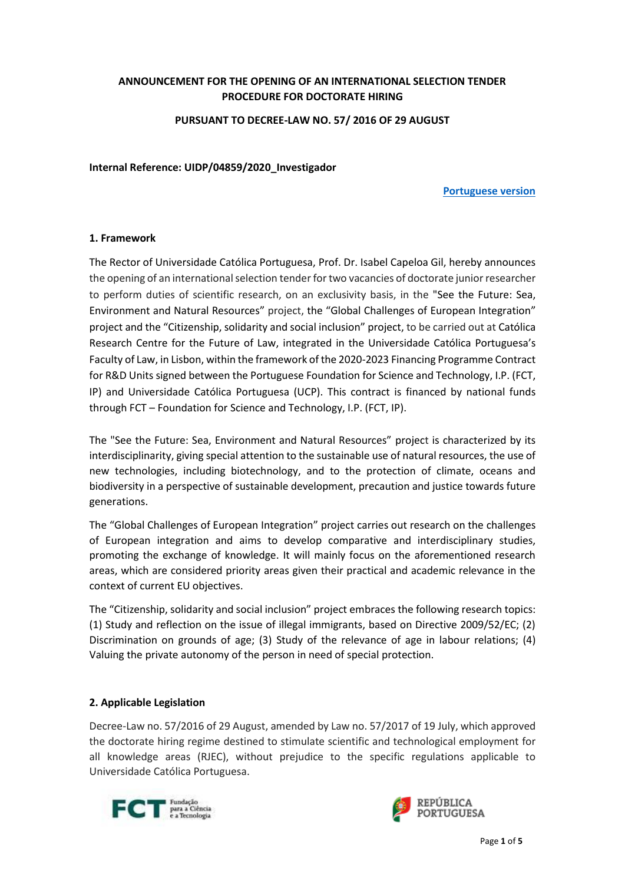**ANNOUNCEMENT FOR THE OPENING OF AN INTERNATIONAL SELECTION TENDER PROCEDURE FOR DOCTORATE HIRING**

**PURSUANT TO DECREE-LAW NO. 57/ 2016 OF 29 AUGUST**

**Internal Reference: UIDP/04859/2020_Investigador**

**Portuguese version**

### 1. Framework

The Rector of Universidade Católica Portuguesa, Prof. Dr. Isabel Capeloa Gil, hereby announces the opening of an international selection tender for two vacancies of doctorate junior researcher to perform duties of scientific research, on an exclusivity basis, in the "See the Future: Sea, Environment and Natural Resources" project, the "Global Challenges of European Integration" project and the "Citizenship, solidarity and social inclusion" project, to be carried out at Católica Research Centre for the Future of Law, integrated in the Universidade Católica Portuguesa's Faculty of Law, in Lisbon, within the framework of the 2020-2023 Financing Programme Contract for R&D Units signed between the Portuguese Foundation for Science and Technology, I.P. (FCT, IP) and Universidade Católica Portuguesa (UCP). This contract is financed by national funds through FCT – Foundation for Science and Technology, I.P. (FCT, IP).

The "See the Future: Sea, Environment and Natural Resources" project is characterized by its interdisciplinarity, giving special attention to the sustainable use of natural resources, the use of new technologies, including biotechnology, and to the protection of climate, oceans and biodiversity in a perspective of sustainable development, precaution and justice towards future generations.

The "Global Challenges of European Integration" project carries out research on the challenges of European integration and aims to develop comparative and interdisciplinary studies, promoting the exchange of knowledge. It will mainly focus on the aforementioned research areas, which are considered priority areas given their practical and academic relevance in the context of current EU objectives.

The "Citizenship, solidarity and social inclusion" project embraces the following research topics: (1) Study and reflection on the issue of illegal immigrants, based on Directive 2009/52/EC; (2) Discrimination on grounds of age; (3) Study of the relevance of age in labour relations; (4) Valuing the private autonomy of the person in need of special protection.

### 2. Applicable Legislation

Decree-Law no. 57/2016 of 29 August, amended by Law no. 57/2017 of 19 July, which approved the doctorate hiring regime destined to stimulate scientific and technological employment for all knowledge areas (RJEC), without prejudice to the specific regulations applicable to Universidade Católica Portuguesa.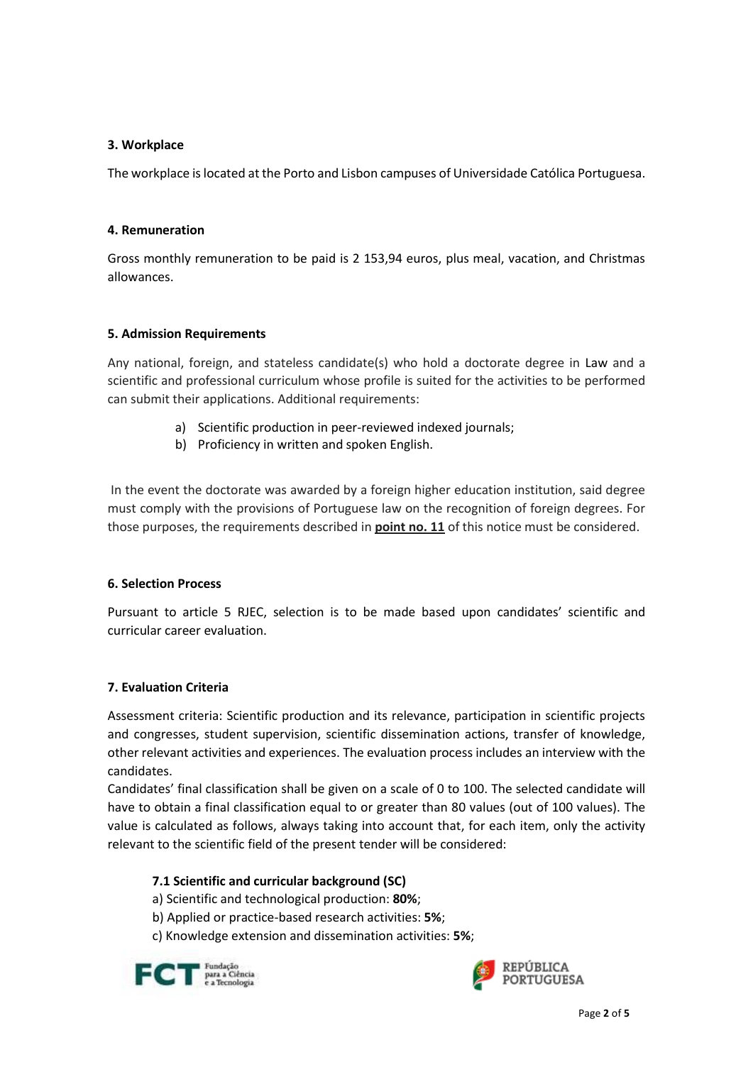**3. Workplace**

The workplace is located at the Porto and Lisbon campuses of Universidade Católica Portuguesa.

**4. Remuneration**

Gross monthly remuneration to be paid is 2 153,94 euros, plus meal, vacation, and Christmas allowances.

**5. Admission Requirements**

Any national, foreign, and stateless candidate(s) who hold a doctorate degree in Law and a scientific and professional curriculum whose profile is suited for the activities to be performed can submit their applications. Additional requirements:

a) Scientific production in peer-reviewed indexed journals;
b) Proficiency in written and spoken English.

In the event the doctorate was awarded by a foreign higher education institution, said degree must comply with the provisions of Portuguese law on the recognition of foreign degrees. For those purposes, the requirements described in **point no. 11** of this notice must be considered.

**6. Selection Process**

Pursuant to article 5 RJEC, selection is to be made based upon candidates' scientific and curricular career evaluation.

**7. Evaluation Criteria**

Assessment criteria: Scientific production and its relevance, participation in scientific projects and congresses, student supervision, scientific dissemination actions, transfer of knowledge, other relevant activities and experiences. The evaluation process includes an interview with the candidates.
Candidates' final classification shall be given on a scale of 0 to 100. The selected candidate will have to obtain a final classification equal to or greater than 80 values (out of 100 values). The value is calculated as follows, always taking into account that, for each item, only the activity relevant to the scientific field of the present tender will be considered:

**7.1 Scientific and curricular background (SC)**

a) Scientific and technological production: **80%**;
b) Applied or practice-based research activities: **5%**;
c) Knowledge extension and dissemination activities: **5%**;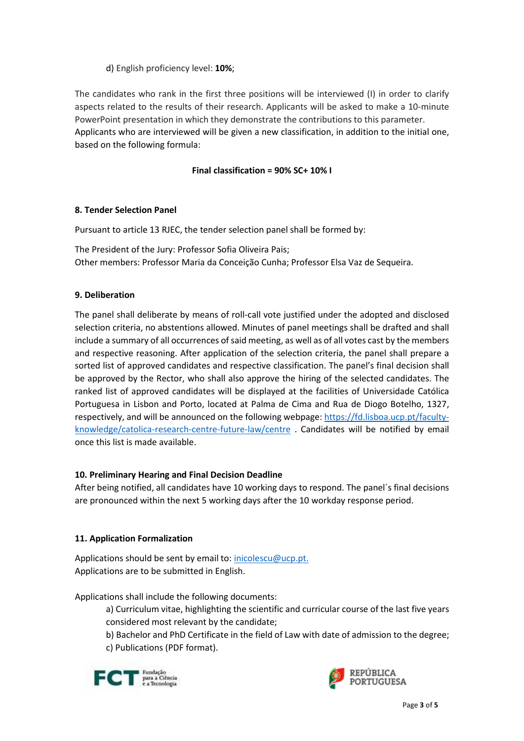d) English proficiency level: **10%**;

The candidates who rank in the first three positions will be interviewed (I) in order to clarify aspects related to the results of their research. Applicants will be asked to make a 10-minute PowerPoint presentation in which they demonstrate the contributions to this parameter.
Applicants who are interviewed will be given a new classification, in addition to the initial one, based on the following formula:

**Final classification = 90% SC+ 10% I**

## 8. Tender Selection Panel

Pursuant to article 13 RJEC, the tender selection panel shall be formed by:

The President of the Jury: Professor Sofia Oliveira Pais;
Other members: Professor Maria da Conceição Cunha; Professor Elsa Vaz de Sequeira.

## 9. Deliberation

The panel shall deliberate by means of roll-call vote justified under the adopted and disclosed selection criteria, no abstentions allowed. Minutes of panel meetings shall be drafted and shall include a summary of all occurrences of said meeting, as well as of all votes cast by the members and respective reasoning. After application of the selection criteria, the panel shall prepare a sorted list of approved candidates and respective classification. The panel's final decision shall be approved by the Rector, who shall also approve the hiring of the selected candidates. The ranked list of approved candidates will be displayed at the facilities of Universidade Católica Portuguesa in Lisbon and Porto, located at Palma de Cima and Rua de Diogo Botelho, 1327, respectively, and will be announced on the following webpage: https://fd.lisboa.ucp.pt/faculty-knowledge/catolica-research-centre-future-law/centre . Candidates will be notified by email once this list is made available.

## 10. Preliminary Hearing and Final Decision Deadline

After being notified, all candidates have 10 working days to respond. The panel´s final decisions are pronounced within the next 5 working days after the 10 workday response period.

## 11. Application Formalization

Applications should be sent by email to: inicolescu@ucp.pt.
Applications are to be submitted in English.

Applications shall include the following documents:

a) Curriculum vitae, highlighting the scientific and curricular course of the last five years considered most relevant by the candidate;
b) Bachelor and PhD Certificate in the field of Law with date of admission to the degree;
c) Publications (PDF format).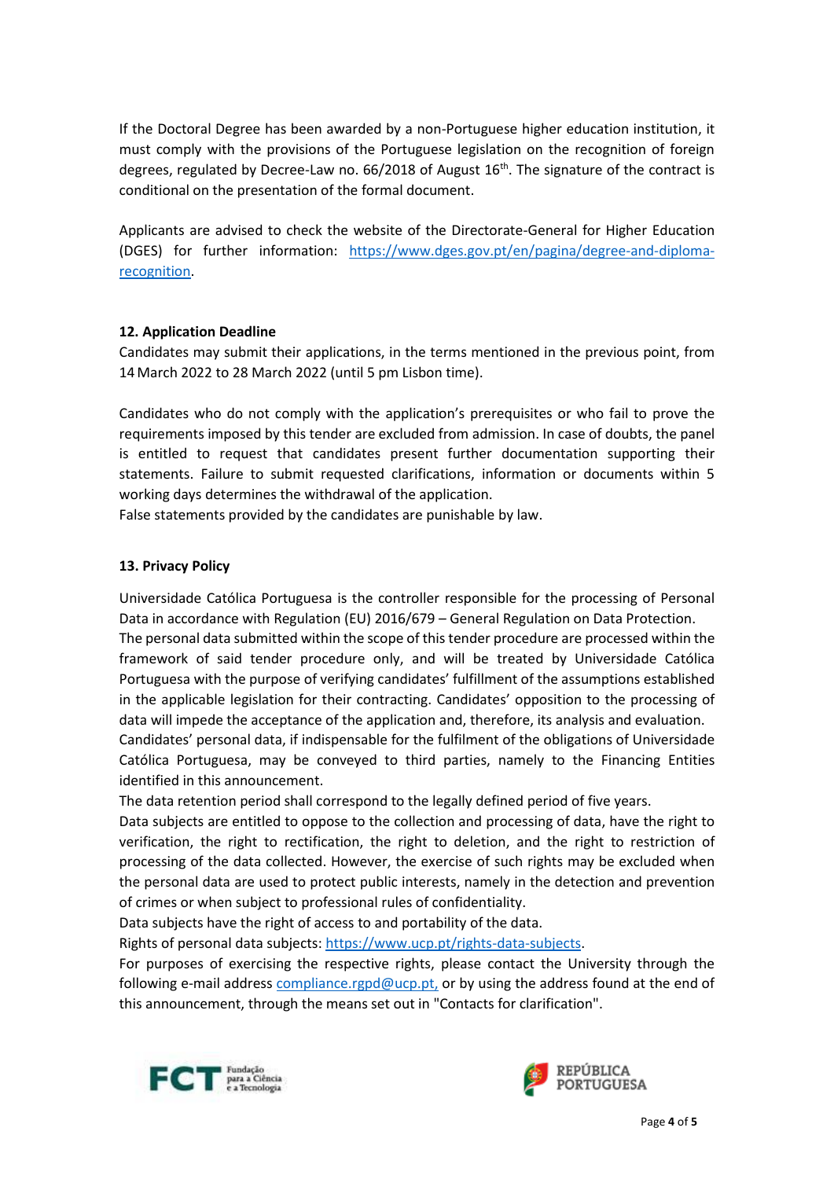If the Doctoral Degree has been awarded by a non-Portuguese higher education institution, it must comply with the provisions of the Portuguese legislation on the recognition of foreign degrees, regulated by Decree-Law no. 66/2018 of August 16th. The signature of the contract is conditional on the presentation of the formal document.

Applicants are advised to check the website of the Directorate-General for Higher Education (DGES) for further information: https://www.dges.gov.pt/en/pagina/degree-and-diploma-recognition.

**12. Application Deadline**

Candidates may submit their applications, in the terms mentioned in the previous point, from 14 March 2022 to 28 March 2022 (until 5 pm Lisbon time).

Candidates who do not comply with the application's prerequisites or who fail to prove the requirements imposed by this tender are excluded from admission. In case of doubts, the panel is entitled to request that candidates present further documentation supporting their statements. Failure to submit requested clarifications, information or documents within 5 working days determines the withdrawal of the application.
False statements provided by the candidates are punishable by law.

**13. Privacy Policy**

Universidade Católica Portuguesa is the controller responsible for the processing of Personal Data in accordance with Regulation (EU) 2016/679 – General Regulation on Data Protection.
The personal data submitted within the scope of this tender procedure are processed within the framework of said tender procedure only, and will be treated by Universidade Católica Portuguesa with the purpose of verifying candidates' fulfillment of the assumptions established in the applicable legislation for their contracting. Candidates' opposition to the processing of data will impede the acceptance of the application and, therefore, its analysis and evaluation.
Candidates' personal data, if indispensable for the fulfilment of the obligations of Universidade Católica Portuguesa, may be conveyed to third parties, namely to the Financing Entities identified in this announcement.
The data retention period shall correspond to the legally defined period of five years.
Data subjects are entitled to oppose to the collection and processing of data, have the right to verification, the right to rectification, the right to deletion, and the right to restriction of processing of the data collected. However, the exercise of such rights may be excluded when the personal data are used to protect public interests, namely in the detection and prevention of crimes or when subject to professional rules of confidentiality.
Data subjects have the right of access to and portability of the data.
Rights of personal data subjects: https://www.ucp.pt/rights-data-subjects.
For purposes of exercising the respective rights, please contact the University through the following e-mail address compliance.rgpd@ucp.pt, or by using the address found at the end of this announcement, through the means set out in "Contacts for clarification".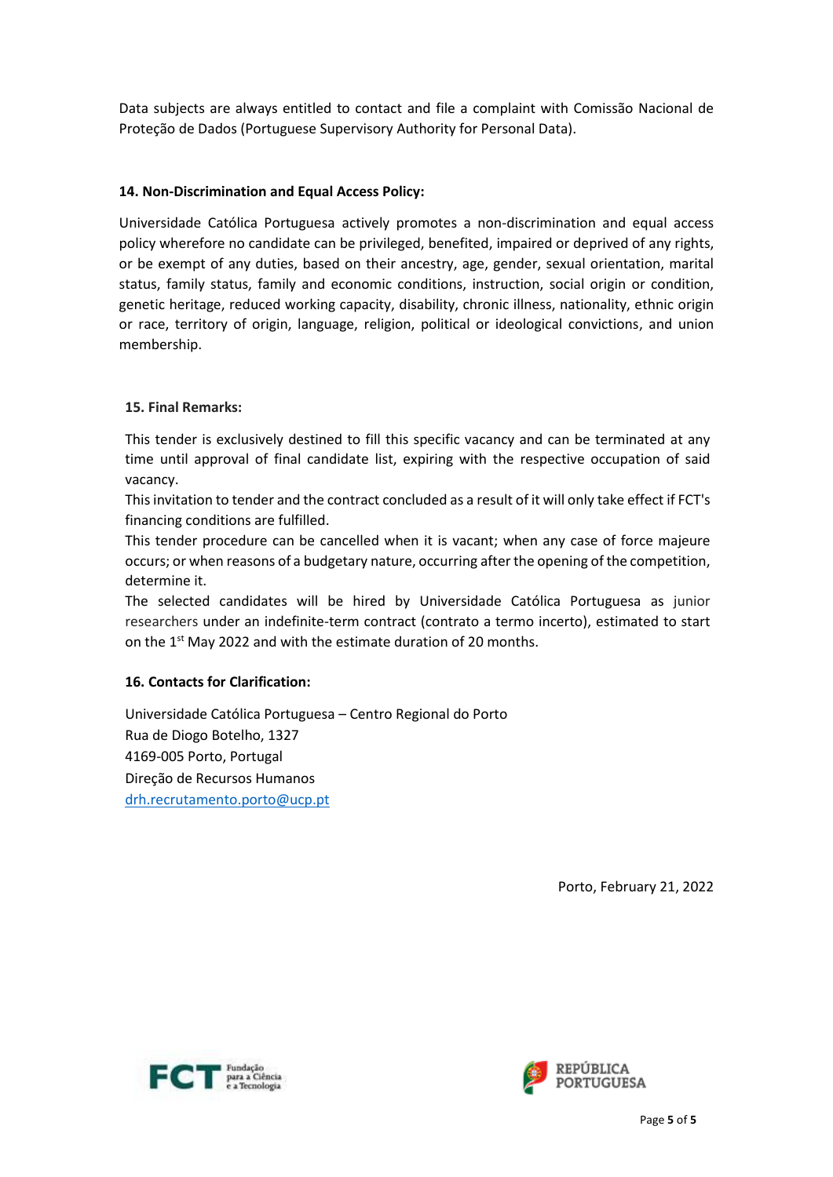Data subjects are always entitled to contact and file a complaint with Comissão Nacional de Proteção de Dados (Portuguese Supervisory Authority for Personal Data).

**14. Non-Discrimination and Equal Access Policy:**

Universidade Católica Portuguesa actively promotes a non-discrimination and equal access policy wherefore no candidate can be privileged, benefited, impaired or deprived of any rights, or be exempt of any duties, based on their ancestry, age, gender, sexual orientation, marital status, family status, family and economic conditions, instruction, social origin or condition, genetic heritage, reduced working capacity, disability, chronic illness, nationality, ethnic origin or race, territory of origin, language, religion, political or ideological convictions, and union membership.

**15. Final Remarks:**

This tender is exclusively destined to fill this specific vacancy and can be terminated at any time until approval of final candidate list, expiring with the respective occupation of said vacancy.

This invitation to tender and the contract concluded as a result of it will only take effect if FCT's financing conditions are fulfilled.

This tender procedure can be cancelled when it is vacant; when any case of force majeure occurs; or when reasons of a budgetary nature, occurring after the opening of the competition, determine it.

The selected candidates will be hired by Universidade Católica Portuguesa as junior researchers under an indefinite-term contract (contrato a termo incerto), estimated to start on the 1st May 2022 and with the estimate duration of 20 months.

**16. Contacts for Clarification:**

Universidade Católica Portuguesa – Centro Regional do Porto
Rua de Diogo Botelho, 1327
4169-005 Porto, Portugal
Direção de Recursos Humanos
drh.recrutamento.porto@ucp.pt

Porto, February 21, 2022

FCT Fundação para a Ciência e a Tecnologia

REPÚBLICA PORTUGUESA